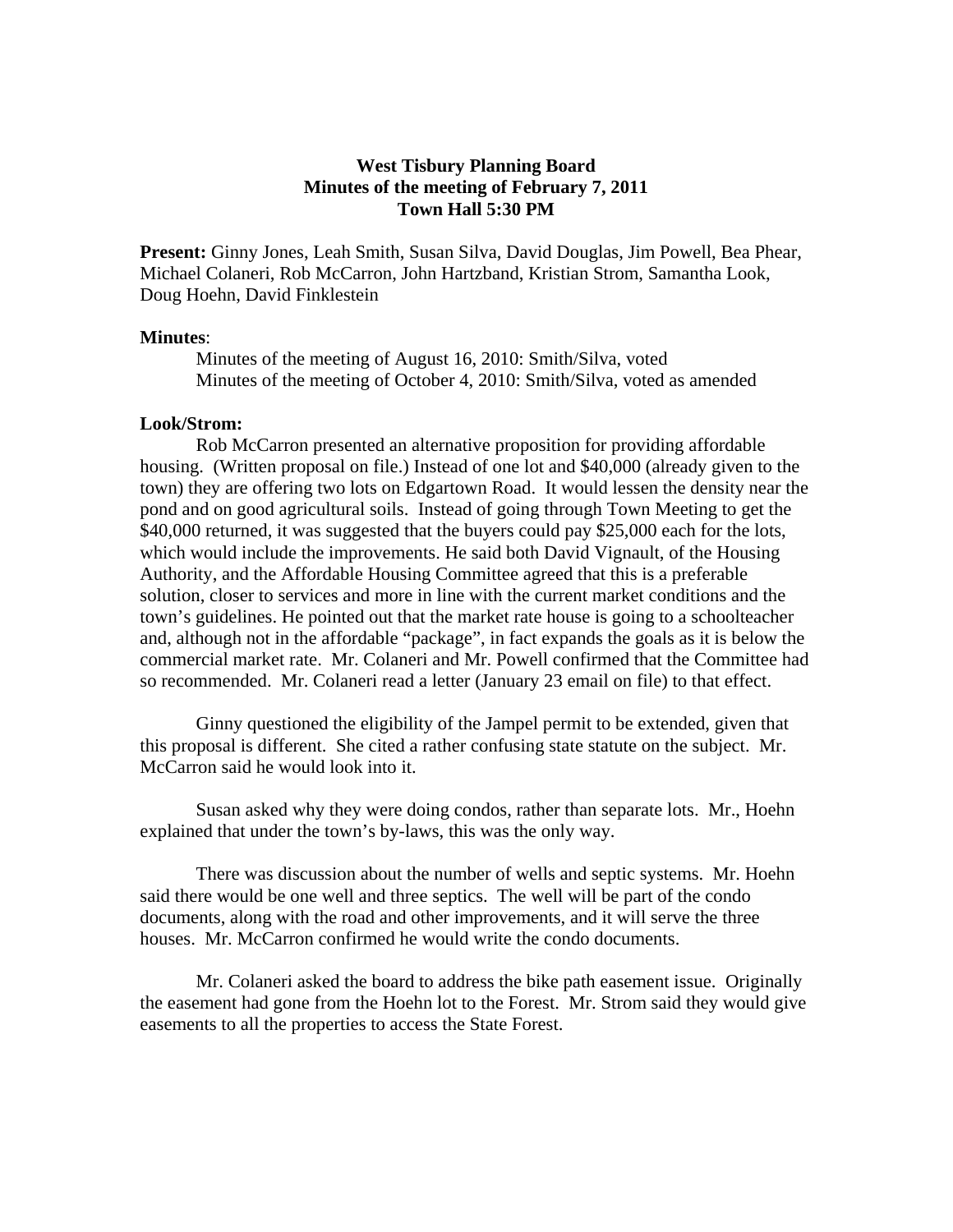# West Tisbury Planning Board
## Minutes of the meeting of February 7, 2011
### Town Hall 5:30 PM

**Present:** Ginny Jones, Leah Smith, Susan Silva, David Douglas, Jim Powell, Bea Phear, Michael Colaneri, Rob McCarron, John Hartzband, Kristian Strom, Samantha Look, Doug Hoehn, David Finklestein

**Minutes**:

Minutes of the meeting of August 16, 2010: Smith/Silva, voted
Minutes of the meeting of October 4, 2010: Smith/Silva, voted as amended

**Look/Strom:**

Rob McCarron presented an alternative proposition for providing affordable housing. (Written proposal on file.) Instead of one lot and $40,000 (already given to the town) they are offering two lots on Edgartown Road. It would lessen the density near the pond and on good agricultural soils. Instead of going through Town Meeting to get the $40,000 returned, it was suggested that the buyers could pay $25,000 each for the lots, which would include the improvements. He said both David Vignault, of the Housing Authority, and the Affordable Housing Committee agreed that this is a preferable solution, closer to services and more in line with the current market conditions and the town's guidelines. He pointed out that the market rate house is going to a schoolteacher and, although not in the affordable "package", in fact expands the goals as it is below the commercial market rate. Mr. Colaneri and Mr. Powell confirmed that the Committee had so recommended. Mr. Colaneri read a letter (January 23 email on file) to that effect.

Ginny questioned the eligibility of the Jampel permit to be extended, given that this proposal is different. She cited a rather confusing state statute on the subject. Mr. McCarron said he would look into it.

Susan asked why they were doing condos, rather than separate lots. Mr., Hoehn explained that under the town's by-laws, this was the only way.

There was discussion about the number of wells and septic systems. Mr. Hoehn said there would be one well and three septics. The well will be part of the condo documents, along with the road and other improvements, and it will serve the three houses. Mr. McCarron confirmed he would write the condo documents.

Mr. Colaneri asked the board to address the bike path easement issue. Originally the easement had gone from the Hoehn lot to the Forest. Mr. Strom said they would give easements to all the properties to access the State Forest.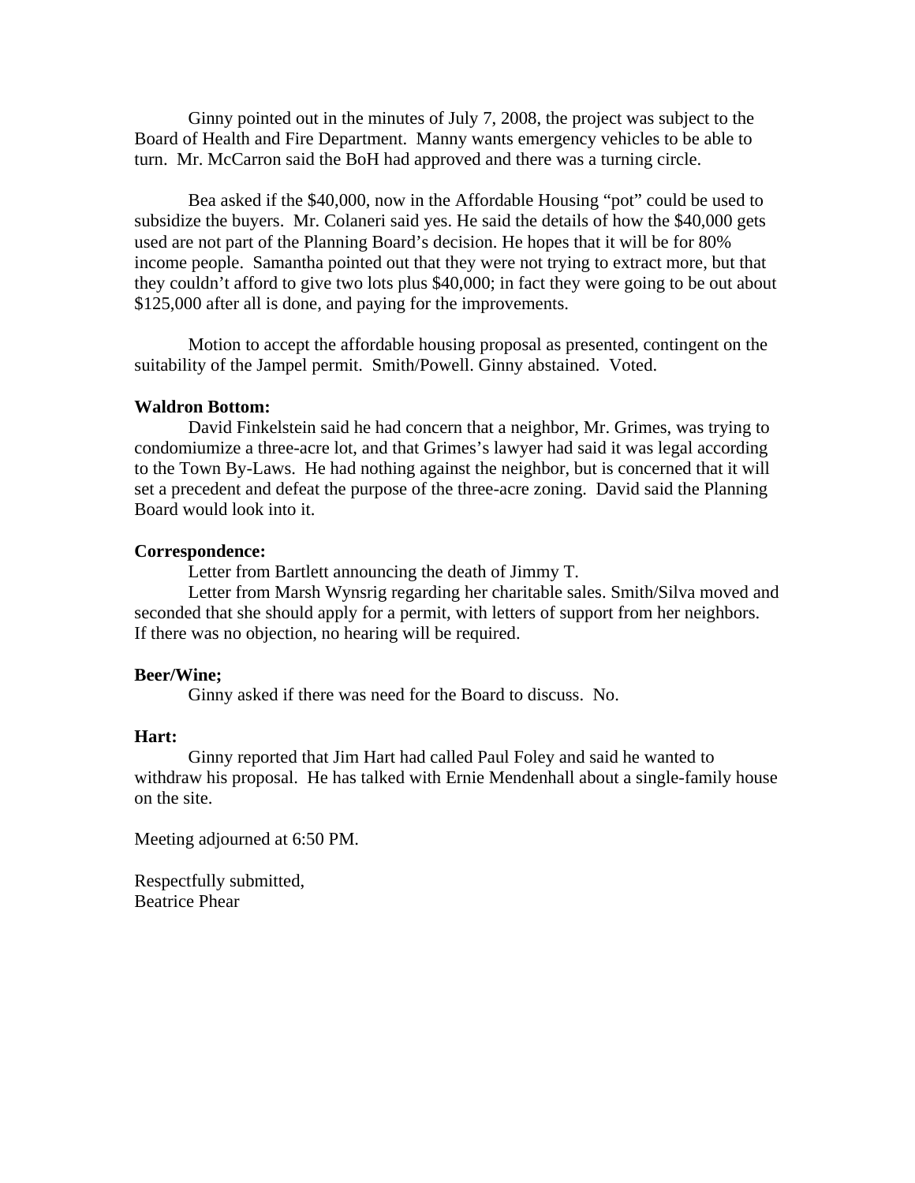Ginny pointed out in the minutes of July 7, 2008, the project was subject to the Board of Health and Fire Department. Manny wants emergency vehicles to be able to turn. Mr. McCarron said the BoH had approved and there was a turning circle.

Bea asked if the $40,000, now in the Affordable Housing "pot" could be used to subsidize the buyers. Mr. Colaneri said yes. He said the details of how the $40,000 gets used are not part of the Planning Board's decision. He hopes that it will be for 80% income people. Samantha pointed out that they were not trying to extract more, but that they couldn't afford to give two lots plus $40,000; in fact they were going to be out about $125,000 after all is done, and paying for the improvements.

Motion to accept the affordable housing proposal as presented, contingent on the suitability of the Jampel permit. Smith/Powell. Ginny abstained. Voted.

**Waldron Bottom:**

David Finkelstein said he had concern that a neighbor, Mr. Grimes, was trying to condomiumize a three-acre lot, and that Grimes's lawyer had said it was legal according to the Town By-Laws. He had nothing against the neighbor, but is concerned that it will set a precedent and defeat the purpose of the three-acre zoning. David said the Planning Board would look into it.

**Correspondence:**

Letter from Bartlett announcing the death of Jimmy T.

Letter from Marsh Wynsrig regarding her charitable sales. Smith/Silva moved and seconded that she should apply for a permit, with letters of support from her neighbors. If there was no objection, no hearing will be required.

**Beer/Wine;**

Ginny asked if there was need for the Board to discuss. No.

**Hart:**

Ginny reported that Jim Hart had called Paul Foley and said he wanted to withdraw his proposal. He has talked with Ernie Mendenhall about a single-family house on the site.

Meeting adjourned at 6:50 PM.

Respectfully submitted,
Beatrice Phear